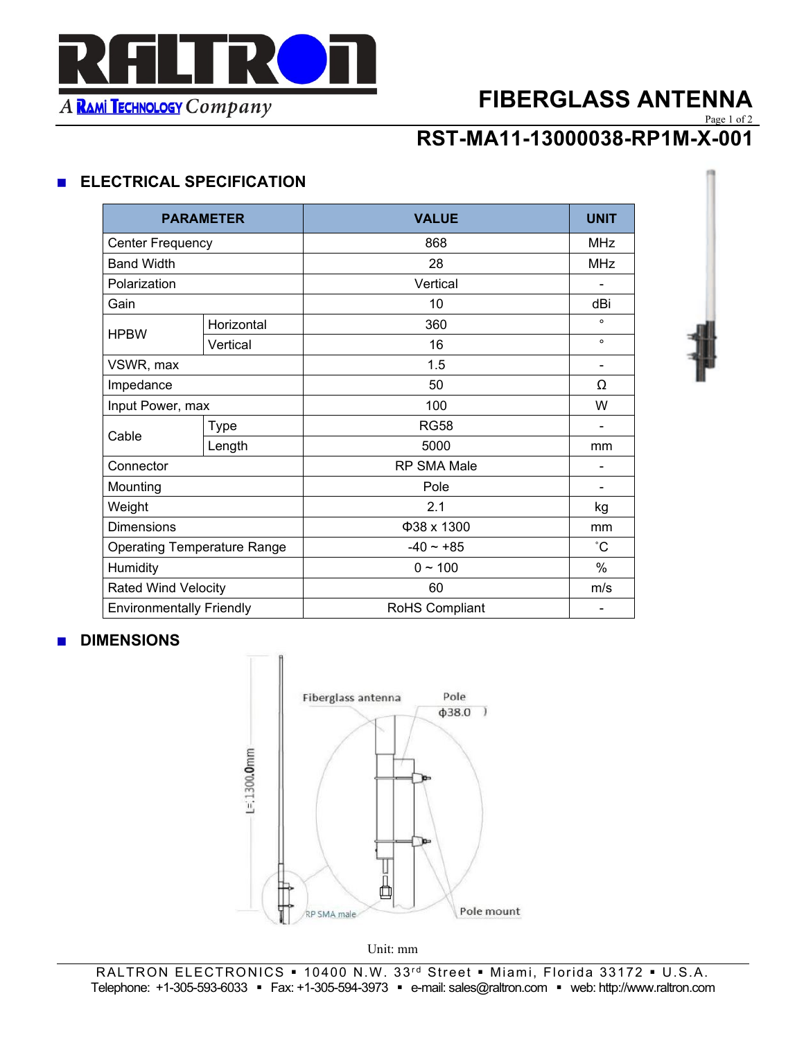# FIBERGLASS ANTENNA

## RST-MA11-13000038-RP1M-X-001

### ■ ELECTRICAL SPECIFICATION

| PARAMETER | | VALUE | UNIT |
|---|---|---|---|
| Center Frequency | | 868 | MHz |
| Band Width | | 28 | MHz |
| Polarization | | Vertical | - |
| Gain | | 10 | dBi |
| HPBW | Horizontal | 360 | ° |
| | Vertical | 16 | ° |
| VSWR, max | | 1.5 | - |
| Impedance | | 50 | Ω |
| Input Power, max | | 100 | W |
| Cable | Type | RG58 | - |
| | Length | 5000 | mm |
| Connector | | RP SMA Male | - |
| Mounting | | Pole | - |
| Weight | | 2.1 | kg |
| Dimensions | | Φ38 x 1300 | mm |
| Operating Temperature Range | | -40 ~ +85 | ˚C |
| Humidity | | 0 ~ 100 | % |
| Rated Wind Velocity | | 60 | m/s |
| Environmentally Friendly | | RoHS Compliant | - |

### ■ DIMENSIONS

L=1300.0mm

Fiberglass antenna

Pole ϕ38.0

RP SMA male

Pole mount

Unit: mm

RALTRON ELECTRONICS ▪ 10400 N.W. 33rd Street ▪ Miami, Florida 33172 ▪ U.S.A.
Telephone: +1-305-593-6033 ▪ Fax: +1-305-594-3973 ▪ e-mail: sales@raltron.com ▪ web: http://www.raltron.com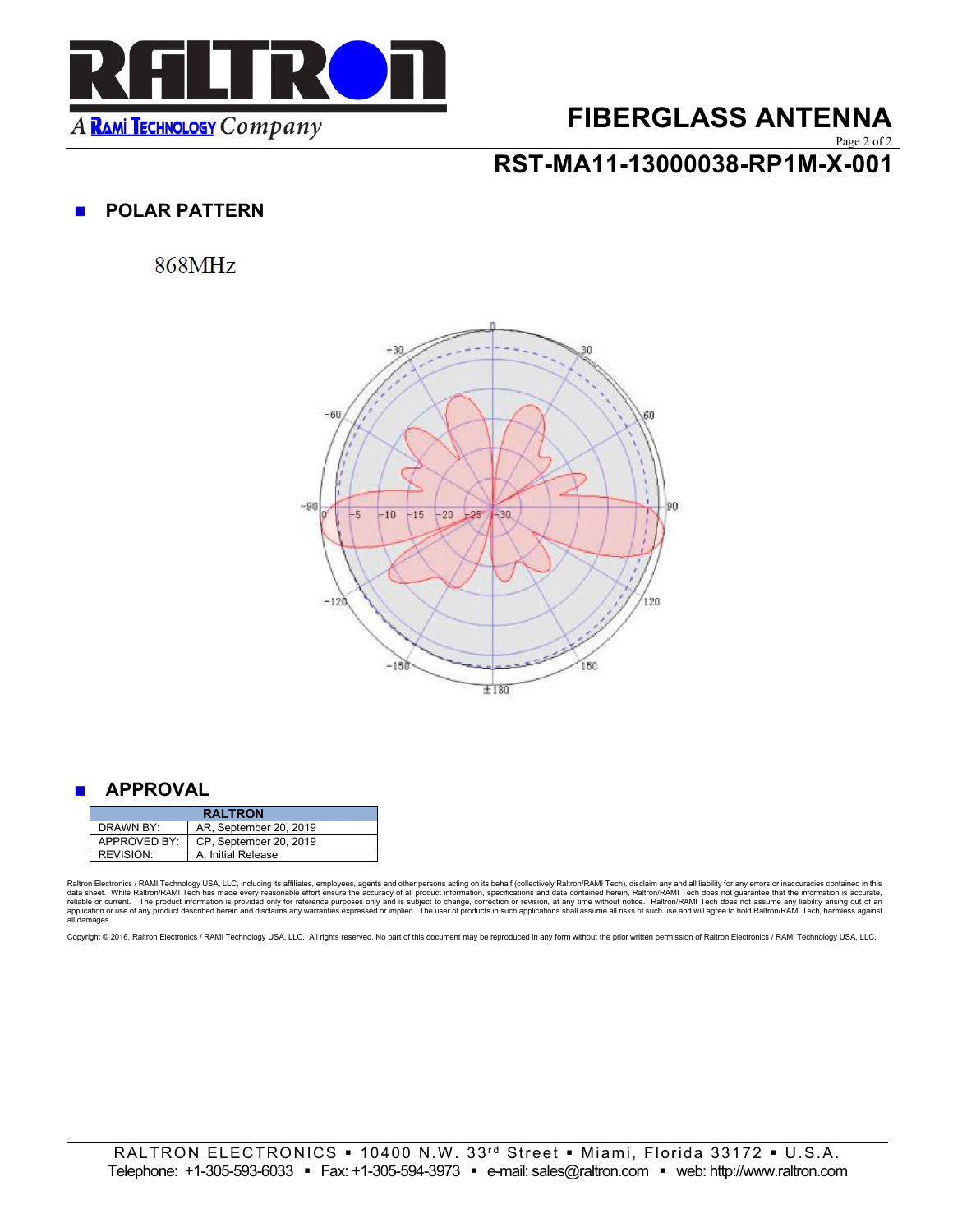## POLAR PATTERN

868MHz

0
-30
30
-60
60
-90
90
0
-5
-10
-15
-20
-25
-30
-120
120
-150
150
±180

## APPROVAL

| RALTRON | |
|---|---|
| DRAWN BY: | AR, September 20, 2019 |
| APPROVED BY: | CP, September 20, 2019 |
| REVISION: | A, Initial Release |

Raltron Electronics / RAMI Technology USA, LLC, including its affiliates, employees, agents and other persons acting on its behalf (collectively Raltron/RAMI Tech), disclaim any and all liability for any errors or inaccuracies contained in this data sheet. While Raltron/RAMI Tech has made every reasonable effort ensure the accuracy of all product information, specifications and data contained herein, Raltron/RAMI Tech does not guarantee that the information is accurate, reliable or current. The product information is provided only for reference purposes only and is subject to change, correction or revision, at any time without notice. Raltron/RAMI Tech does not assume any liability arising out of an application or use of any product described herein and disclaims any warranties expressed or implied. The user of products in such applications shall assume all risks of such use and will agree to hold Raltron/RAMI Tech, harmless against all damages.

Copyright © 2016, Raltron Electronics / RAMI Technology USA, LLC. All rights reserved. No part of this document may be reproduced in any form without the prior written permission of Raltron Electronics / RAMI Technology USA, LLC.